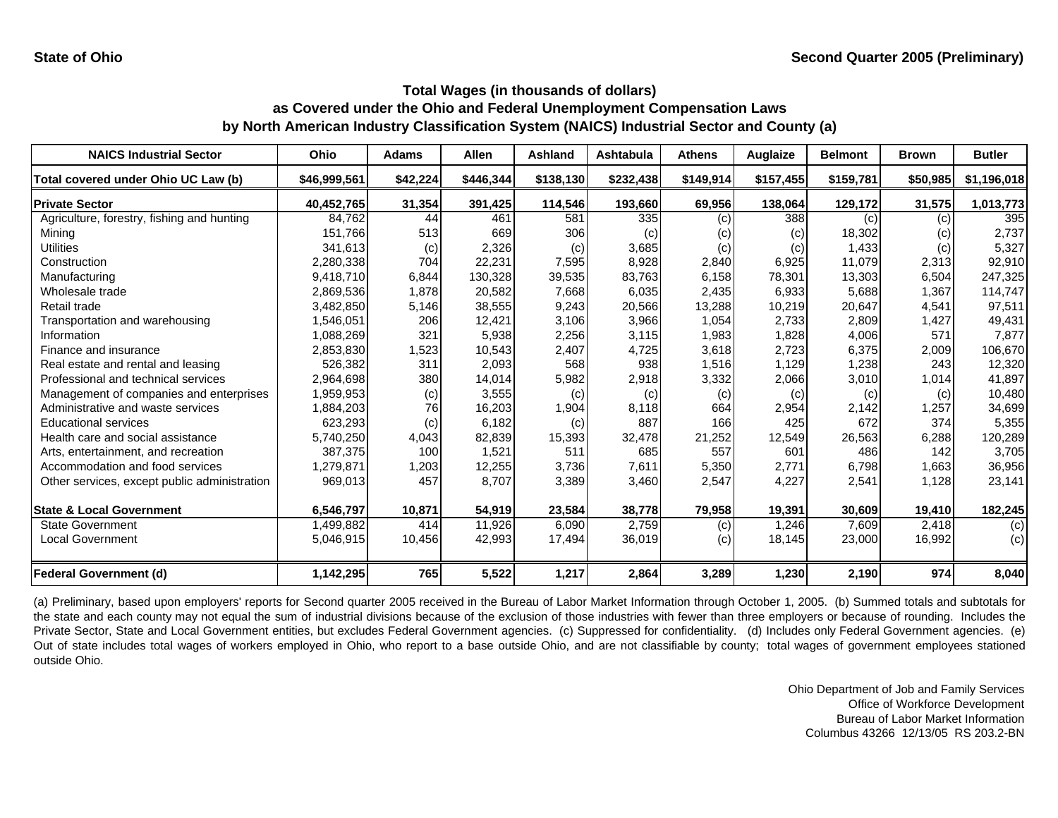State of Ohio

Second Quarter 2005 (Preliminary)

## Total Wages (in thousands of dollars) as Covered under the Ohio and Federal Unemployment Compensation Laws by North American Industry Classification System (NAICS) Industrial Sector and County (a)

| NAICS Industrial Sector | Ohio | Adams | Allen | Ashland | Ashtabula | Athens | Auglaize | Belmont | Brown | Butler |
|---|---|---|---|---|---|---|---|---|---|---|
| **Total covered under Ohio UC Law (b)** | **$46,999,561** | **$42,224** | **$446,344** | **$138,130** | **$232,438** | **$149,914** | **$157,455** | **$159,781** | **$50,985** | **$1,196,018** |
| **Private Sector** | **40,452,765** | **31,354** | **391,425** | **114,546** | **193,660** | **69,956** | **138,064** | **129,172** | **31,575** | **1,013,773** |
| Agriculture, forestry, fishing and hunting | 84,762 | 44 | 461 | 581 | 335 | (c) | 388 | (c) | (c) | 395 |
| Mining | 151,766 | 513 | 669 | 306 | (c) | (c) | (c) | 18,302 | (c) | 2,737 |
| Utilities | 341,613 | (c) | 2,326 | (c) | 3,685 | (c) | (c) | 1,433 | (c) | 5,327 |
| Construction | 2,280,338 | 704 | 22,231 | 7,595 | 8,928 | 2,840 | 6,925 | 11,079 | 2,313 | 92,910 |
| Manufacturing | 9,418,710 | 6,844 | 130,328 | 39,535 | 83,763 | 6,158 | 78,301 | 13,303 | 6,504 | 247,325 |
| Wholesale trade | 2,869,536 | 1,878 | 20,582 | 7,668 | 6,035 | 2,435 | 6,933 | 5,688 | 1,367 | 114,747 |
| Retail trade | 3,482,850 | 5,146 | 38,555 | 9,243 | 20,566 | 13,288 | 10,219 | 20,647 | 4,541 | 97,511 |
| Transportation and warehousing | 1,546,051 | 206 | 12,421 | 3,106 | 3,966 | 1,054 | 2,733 | 2,809 | 1,427 | 49,431 |
| Information | 1,088,269 | 321 | 5,938 | 2,256 | 3,115 | 1,983 | 1,828 | 4,006 | 571 | 7,877 |
| Finance and insurance | 2,853,830 | 1,523 | 10,543 | 2,407 | 4,725 | 3,618 | 2,723 | 6,375 | 2,009 | 106,670 |
| Real estate and rental and leasing | 526,382 | 311 | 2,093 | 568 | 938 | 1,516 | 1,129 | 1,238 | 243 | 12,320 |
| Professional and technical services | 2,964,698 | 380 | 14,014 | 5,982 | 2,918 | 3,332 | 2,066 | 3,010 | 1,014 | 41,897 |
| Management of companies and enterprises | 1,959,953 | (c) | 3,555 | (c) | (c) | (c) | (c) | (c) | (c) | 10,480 |
| Administrative and waste services | 1,884,203 | 76 | 16,203 | 1,904 | 8,118 | 664 | 2,954 | 2,142 | 1,257 | 34,699 |
| Educational services | 623,293 | (c) | 6,182 | (c) | 887 | 166 | 425 | 672 | 374 | 5,355 |
| Health care and social assistance | 5,740,250 | 4,043 | 82,839 | 15,393 | 32,478 | 21,252 | 12,549 | 26,563 | 6,288 | 120,289 |
| Arts, entertainment, and recreation | 387,375 | 100 | 1,521 | 511 | 685 | 557 | 601 | 486 | 142 | 3,705 |
| Accommodation and food services | 1,279,871 | 1,203 | 12,255 | 3,736 | 7,611 | 5,350 | 2,771 | 6,798 | 1,663 | 36,956 |
| Other services, except public administration | 969,013 | 457 | 8,707 | 3,389 | 3,460 | 2,547 | 4,227 | 2,541 | 1,128 | 23,141 |
| **State & Local Government** | **6,546,797** | **10,871** | **54,919** | **23,584** | **38,778** | **79,958** | **19,391** | **30,609** | **19,410** | **182,245** |
| State Government | 1,499,882 | 414 | 11,926 | 6,090 | 2,759 | (c) | 1,246 | 7,609 | 2,418 | (c) |
| Local Government | 5,046,915 | 10,456 | 42,993 | 17,494 | 36,019 | (c) | 18,145 | 23,000 | 16,992 | (c) |
| **Federal Government (d)** | **1,142,295** | **765** | **5,522** | **1,217** | **2,864** | **3,289** | **1,230** | **2,190** | **974** | **8,040** |

(a) Preliminary, based upon employers' reports for Second quarter 2005 received in the Bureau of Labor Market Information through October 1, 2005. (b) Summed totals and subtotals for the state and each county may not equal the sum of industrial divisions because of the exclusion of those industries with fewer than three employers or because of rounding. Includes the Private Sector, State and Local Government entities, but excludes Federal Government agencies. (c) Suppressed for confidentiality. (d) Includes only Federal Government agencies. (e) Out of state includes total wages of workers employed in Ohio, who report to a base outside Ohio, and are not classifiable by county; total wages of government employees stationed outside Ohio.

Ohio Department of Job and Family Services
Office of Workforce Development
Bureau of Labor Market Information
Columbus 43266 12/13/05 RS 203.2-BN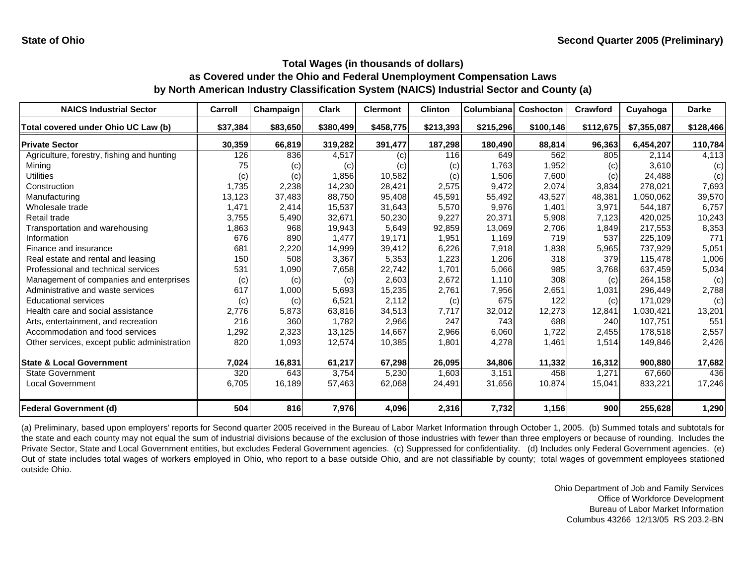**State of Ohio** **Second Quarter 2005 (Preliminary)**

### Total Wages (in thousands of dollars)
### as Covered under the Ohio and Federal Unemployment Compensation Laws
### by North American Industry Classification System (NAICS) Industrial Sector and County (a)

| NAICS Industrial Sector | Carroll | Champaign | Clark | Clermont | Clinton | Columbiana | Coshocton | Crawford | Cuyahoga | Darke |
|---|---|---|---|---|---|---|---|---|---|---|
| **Total covered under Ohio UC Law (b)** | **$37,384** | **$83,650** | **$380,499** | **$458,775** | **$213,393** | **$215,296** | **$100,146** | **$112,675** | **$7,355,087** | **$128,466** |
| **Private Sector** | **30,359** | **66,819** | **319,282** | **391,477** | **187,298** | **180,490** | **88,814** | **96,363** | **6,454,207** | **110,784** |
| Agriculture, forestry, fishing and hunting | 126 | 836 | 4,517 | (c) | 116 | 649 | 562 | 805 | 2,114 | 4,113 |
| Mining | 75 | (c) | (c) | (c) | (c) | 1,763 | 1,952 | (c) | 3,610 | (c) |
| Utilities | (c) | (c) | 1,856 | 10,582 | (c) | 1,506 | 7,600 | (c) | 24,488 | (c) |
| Construction | 1,735 | 2,238 | 14,230 | 28,421 | 2,575 | 9,472 | 2,074 | 3,834 | 278,021 | 7,693 |
| Manufacturing | 13,123 | 37,483 | 88,750 | 95,408 | 45,591 | 55,492 | 43,527 | 48,381 | 1,050,062 | 39,570 |
| Wholesale trade | 1,471 | 2,414 | 15,537 | 31,643 | 5,570 | 9,976 | 1,401 | 3,971 | 544,187 | 6,757 |
| Retail trade | 3,755 | 5,490 | 32,671 | 50,230 | 9,227 | 20,371 | 5,908 | 7,123 | 420,025 | 10,243 |
| Transportation and warehousing | 1,863 | 968 | 19,943 | 5,649 | 92,859 | 13,069 | 2,706 | 1,849 | 217,553 | 8,353 |
| Information | 676 | 890 | 1,477 | 19,171 | 1,951 | 1,169 | 719 | 537 | 225,109 | 771 |
| Finance and insurance | 681 | 2,220 | 14,999 | 39,412 | 6,226 | 7,918 | 1,838 | 5,965 | 737,929 | 5,051 |
| Real estate and rental and leasing | 150 | 508 | 3,367 | 5,353 | 1,223 | 1,206 | 318 | 379 | 115,478 | 1,006 |
| Professional and technical services | 531 | 1,090 | 7,658 | 22,742 | 1,701 | 5,066 | 985 | 3,768 | 637,459 | 5,034 |
| Management of companies and enterprises | (c) | (c) | (c) | 2,603 | 2,672 | 1,110 | 308 | (c) | 264,158 | (c) |
| Administrative and waste services | 617 | 1,000 | 5,693 | 15,235 | 2,761 | 7,956 | 2,651 | 1,031 | 296,449 | 2,788 |
| Educational services | (c) | (c) | 6,521 | 2,112 | (c) | 675 | 122 | (c) | 171,029 | (c) |
| Health care and social assistance | 2,776 | 5,873 | 63,816 | 34,513 | 7,717 | 32,012 | 12,273 | 12,841 | 1,030,421 | 13,201 |
| Arts, entertainment, and recreation | 216 | 360 | 1,782 | 2,966 | 247 | 743 | 688 | 240 | 107,751 | 551 |
| Accommodation and food services | 1,292 | 2,323 | 13,125 | 14,667 | 2,966 | 6,060 | 1,722 | 2,455 | 178,518 | 2,557 |
| Other services, except public administration | 820 | 1,093 | 12,574 | 10,385 | 1,801 | 4,278 | 1,461 | 1,514 | 149,846 | 2,426 |
| **State & Local Government** | **7,024** | **16,831** | **61,217** | **67,298** | **26,095** | **34,806** | **11,332** | **16,312** | **900,880** | **17,682** |
| State Government | 320 | 643 | 3,754 | 5,230 | 1,603 | 3,151 | 458 | 1,271 | 67,660 | 436 |
| Local Government | 6,705 | 16,189 | 57,463 | 62,068 | 24,491 | 31,656 | 10,874 | 15,041 | 833,221 | 17,246 |
| **Federal Government (d)** | **504** | **816** | **7,976** | **4,096** | **2,316** | **7,732** | **1,156** | **900** | **255,628** | **1,290** |

(a) Preliminary, based upon employers' reports for Second quarter 2005 received in the Bureau of Labor Market Information through October 1, 2005. (b) Summed totals and subtotals for the state and each county may not equal the sum of industrial divisions because of the exclusion of those industries with fewer than three employers or because of rounding. Includes the Private Sector, State and Local Government entities, but excludes Federal Government agencies. (c) Suppressed for confidentiality. (d) Includes only Federal Government agencies. (e) Out of state includes total wages of workers employed in Ohio, who report to a base outside Ohio, and are not classifiable by county; total wages of government employees stationed outside Ohio.

Ohio Department of Job and Family Services
Office of Workforce Development
Bureau of Labor Market Information
Columbus 43266 12/13/05 RS 203.2-BN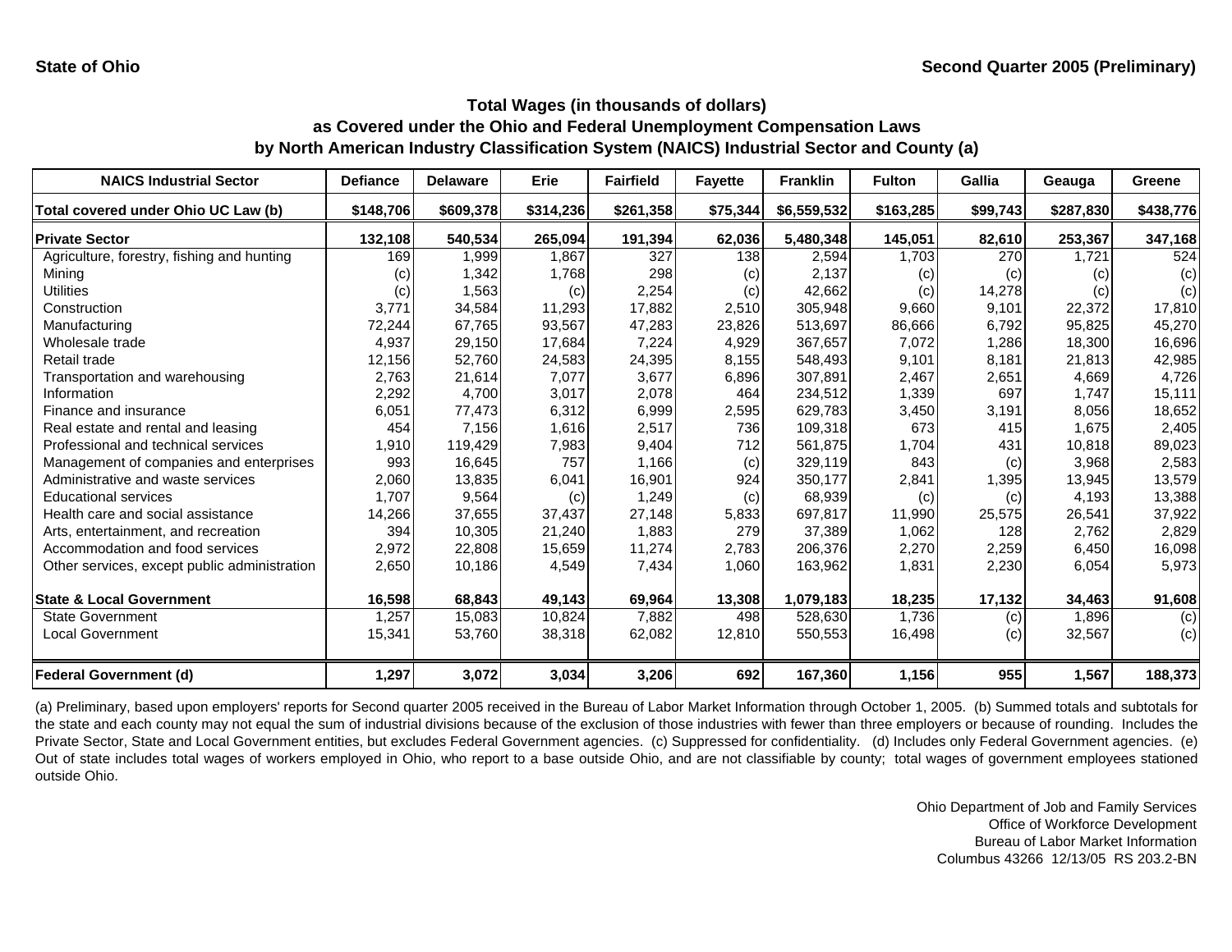State of Ohio

Second Quarter 2005 (Preliminary)

## Total Wages (in thousands of dollars)
## as Covered under the Ohio and Federal Unemployment Compensation Laws
## by North American Industry Classification System (NAICS) Industrial Sector and County (a)

| NAICS Industrial Sector | Defiance | Delaware | Erie | Fairfield | Fayette | Franklin | Fulton | Gallia | Geauga | Greene |
|---|---|---|---|---|---|---|---|---|---|---|
| **Total covered under Ohio UC Law (b)** | **$148,706** | **$609,378** | **$314,236** | **$261,358** | **$75,344** | **$6,559,532** | **$163,285** | **$99,743** | **$287,830** | **$438,776** |
| **Private Sector** | **132,108** | **540,534** | **265,094** | **191,394** | **62,036** | **5,480,348** | **145,051** | **82,610** | **253,367** | **347,168** |
| Agriculture, forestry, fishing and hunting | 169 | 1,999 | 1,867 | 327 | 138 | 2,594 | 1,703 | 270 | 1,721 | 524 |
| Mining | (c) | 1,342 | 1,768 | 298 | (c) | 2,137 | (c) | (c) | (c) | (c) |
| Utilities | (c) | 1,563 | (c) | 2,254 | (c) | 42,662 | (c) | 14,278 | (c) | (c) |
| Construction | 3,771 | 34,584 | 11,293 | 17,882 | 2,510 | 305,948 | 9,660 | 9,101 | 22,372 | 17,810 |
| Manufacturing | 72,244 | 67,765 | 93,567 | 47,283 | 23,826 | 513,697 | 86,666 | 6,792 | 95,825 | 45,270 |
| Wholesale trade | 4,937 | 29,150 | 17,684 | 7,224 | 4,929 | 367,657 | 7,072 | 1,286 | 18,300 | 16,696 |
| Retail trade | 12,156 | 52,760 | 24,583 | 24,395 | 8,155 | 548,493 | 9,101 | 8,181 | 21,813 | 42,985 |
| Transportation and warehousing | 2,763 | 21,614 | 7,077 | 3,677 | 6,896 | 307,891 | 2,467 | 2,651 | 4,669 | 4,726 |
| Information | 2,292 | 4,700 | 3,017 | 2,078 | 464 | 234,512 | 1,339 | 697 | 1,747 | 15,111 |
| Finance and insurance | 6,051 | 77,473 | 6,312 | 6,999 | 2,595 | 629,783 | 3,450 | 3,191 | 8,056 | 18,652 |
| Real estate and rental and leasing | 454 | 7,156 | 1,616 | 2,517 | 736 | 109,318 | 673 | 415 | 1,675 | 2,405 |
| Professional and technical services | 1,910 | 119,429 | 7,983 | 9,404 | 712 | 561,875 | 1,704 | 431 | 10,818 | 89,023 |
| Management of companies and enterprises | 993 | 16,645 | 757 | 1,166 | (c) | 329,119 | 843 | (c) | 3,968 | 2,583 |
| Administrative and waste services | 2,060 | 13,835 | 6,041 | 16,901 | 924 | 350,177 | 2,841 | 1,395 | 13,945 | 13,579 |
| Educational services | 1,707 | 9,564 | (c) | 1,249 | (c) | 68,939 | (c) | (c) | 4,193 | 13,388 |
| Health care and social assistance | 14,266 | 37,655 | 37,437 | 27,148 | 5,833 | 697,817 | 11,990 | 25,575 | 26,541 | 37,922 |
| Arts, entertainment, and recreation | 394 | 10,305 | 21,240 | 1,883 | 279 | 37,389 | 1,062 | 128 | 2,762 | 2,829 |
| Accommodation and food services | 2,972 | 22,808 | 15,659 | 11,274 | 2,783 | 206,376 | 2,270 | 2,259 | 6,450 | 16,098 |
| Other services, except public administration | 2,650 | 10,186 | 4,549 | 7,434 | 1,060 | 163,962 | 1,831 | 2,230 | 6,054 | 5,973 |
| **State & Local Government** | **16,598** | **68,843** | **49,143** | **69,964** | **13,308** | **1,079,183** | **18,235** | **17,132** | **34,463** | **91,608** |
| State Government | 1,257 | 15,083 | 10,824 | 7,882 | 498 | 528,630 | 1,736 | (c) | 1,896 | (c) |
| Local Government | 15,341 | 53,760 | 38,318 | 62,082 | 12,810 | 550,553 | 16,498 | (c) | 32,567 | (c) |
| **Federal Government (d)** | **1,297** | **3,072** | **3,034** | **3,206** | **692** | **167,360** | **1,156** | **955** | **1,567** | **188,373** |

(a) Preliminary, based upon employers' reports for Second quarter 2005 received in the Bureau of Labor Market Information through October 1, 2005. (b) Summed totals and subtotals for the state and each county may not equal the sum of industrial divisions because of the exclusion of those industries with fewer than three employers or because of rounding. Includes the Private Sector, State and Local Government entities, but excludes Federal Government agencies. (c) Suppressed for confidentiality. (d) Includes only Federal Government agencies. (e) Out of state includes total wages of workers employed in Ohio, who report to a base outside Ohio, and are not classifiable by county; total wages of government employees stationed outside Ohio.

Ohio Department of Job and Family Services
Office of Workforce Development
Bureau of Labor Market Information
Columbus 43266 12/13/05 RS 203.2-BN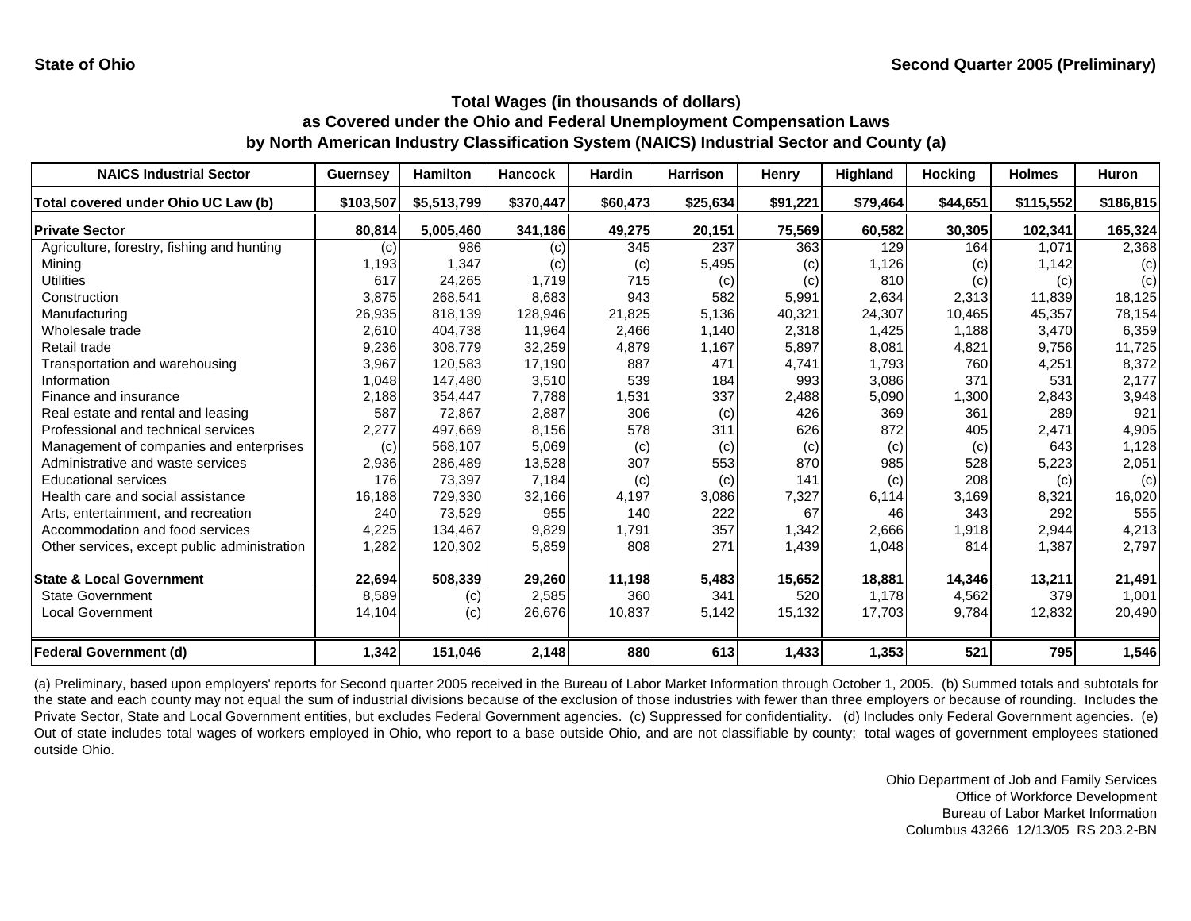State of Ohio — Second Quarter 2005 (Preliminary)

## Total Wages (in thousands of dollars) as Covered under the Ohio and Federal Unemployment Compensation Laws by North American Industry Classification System (NAICS) Industrial Sector and County (a)

| NAICS Industrial Sector | Guernsey | Hamilton | Hancock | Hardin | Harrison | Henry | Highland | Hocking | Holmes | Huron |
|---|---|---|---|---|---|---|---|---|---|---|
| Total covered under Ohio UC Law (b) | $103,507 | $5,513,799 | $370,447 | $60,473 | $25,634 | $91,221 | $79,464 | $44,651 | $115,552 | $186,815 |
| **Private Sector** | **80,814** | **5,005,460** | **341,186** | **49,275** | **20,151** | **75,569** | **60,582** | **30,305** | **102,341** | **165,324** |
| Agriculture, forestry, fishing and hunting | (c) | 986 | (c) | 345 | 237 | 363 | 129 | 164 | 1,071 | 2,368 |
| Mining | 1,193 | 1,347 | (c) | (c) | 5,495 | (c) | 1,126 | (c) | 1,142 | (c) |
| Utilities | 617 | 24,265 | 1,719 | 715 | (c) | (c) | 810 | (c) | (c) | (c) |
| Construction | 3,875 | 268,541 | 8,683 | 943 | 582 | 5,991 | 2,634 | 2,313 | 11,839 | 18,125 |
| Manufacturing | 26,935 | 818,139 | 128,946 | 21,825 | 5,136 | 40,321 | 24,307 | 10,465 | 45,357 | 78,154 |
| Wholesale trade | 2,610 | 404,738 | 11,964 | 2,466 | 1,140 | 2,318 | 1,425 | 1,188 | 3,470 | 6,359 |
| Retail trade | 9,236 | 308,779 | 32,259 | 4,879 | 1,167 | 5,897 | 8,081 | 4,821 | 9,756 | 11,725 |
| Transportation and warehousing | 3,967 | 120,583 | 17,190 | 887 | 471 | 4,741 | 1,793 | 760 | 4,251 | 8,372 |
| Information | 1,048 | 147,480 | 3,510 | 539 | 184 | 993 | 3,086 | 371 | 531 | 2,177 |
| Finance and insurance | 2,188 | 354,447 | 7,788 | 1,531 | 337 | 2,488 | 5,090 | 1,300 | 2,843 | 3,948 |
| Real estate and rental and leasing | 587 | 72,867 | 2,887 | 306 | (c) | 426 | 369 | 361 | 289 | 921 |
| Professional and technical services | 2,277 | 497,669 | 8,156 | 578 | 311 | 626 | 872 | 405 | 2,471 | 4,905 |
| Management of companies and enterprises | (c) | 568,107 | 5,069 | (c) | (c) | (c) | (c) | (c) | 643 | 1,128 |
| Administrative and waste services | 2,936 | 286,489 | 13,528 | 307 | 553 | 870 | 985 | 528 | 5,223 | 2,051 |
| Educational services | 176 | 73,397 | 7,184 | (c) | (c) | 141 | (c) | 208 | (c) | (c) |
| Health care and social assistance | 16,188 | 729,330 | 32,166 | 4,197 | 3,086 | 7,327 | 6,114 | 3,169 | 8,321 | 16,020 |
| Arts, entertainment, and recreation | 240 | 73,529 | 955 | 140 | 222 | 67 | 46 | 343 | 292 | 555 |
| Accommodation and food services | 4,225 | 134,467 | 9,829 | 1,791 | 357 | 1,342 | 2,666 | 1,918 | 2,944 | 4,213 |
| Other services, except public administration | 1,282 | 120,302 | 5,859 | 808 | 271 | 1,439 | 1,048 | 814 | 1,387 | 2,797 |
| **State & Local Government** | **22,694** | **508,339** | **29,260** | **11,198** | **5,483** | **15,652** | **18,881** | **14,346** | **13,211** | **21,491** |
| State Government | 8,589 | (c) | 2,585 | 360 | 341 | 520 | 1,178 | 4,562 | 379 | 1,001 |
| Local Government | 14,104 | (c) | 26,676 | 10,837 | 5,142 | 15,132 | 17,703 | 9,784 | 12,832 | 20,490 |
| **Federal Government (d)** | **1,342** | **151,046** | **2,148** | **880** | **613** | **1,433** | **1,353** | **521** | **795** | **1,546** |

(a) Preliminary, based upon employers' reports for Second quarter 2005 received in the Bureau of Labor Market Information through October 1, 2005. (b) Summed totals and subtotals for the state and each county may not equal the sum of industrial divisions because of the exclusion of those industries with fewer than three employers or because of rounding. Includes the Private Sector, State and Local Government entities, but excludes Federal Government agencies. (c) Suppressed for confidentiality. (d) Includes only Federal Government agencies. (e) Out of state includes total wages of workers employed in Ohio, who report to a base outside Ohio, and are not classifiable by county; total wages of government employees stationed outside Ohio.

Ohio Department of Job and Family Services
Office of Workforce Development
Bureau of Labor Market Information
Columbus 43266 12/13/05 RS 203.2-BN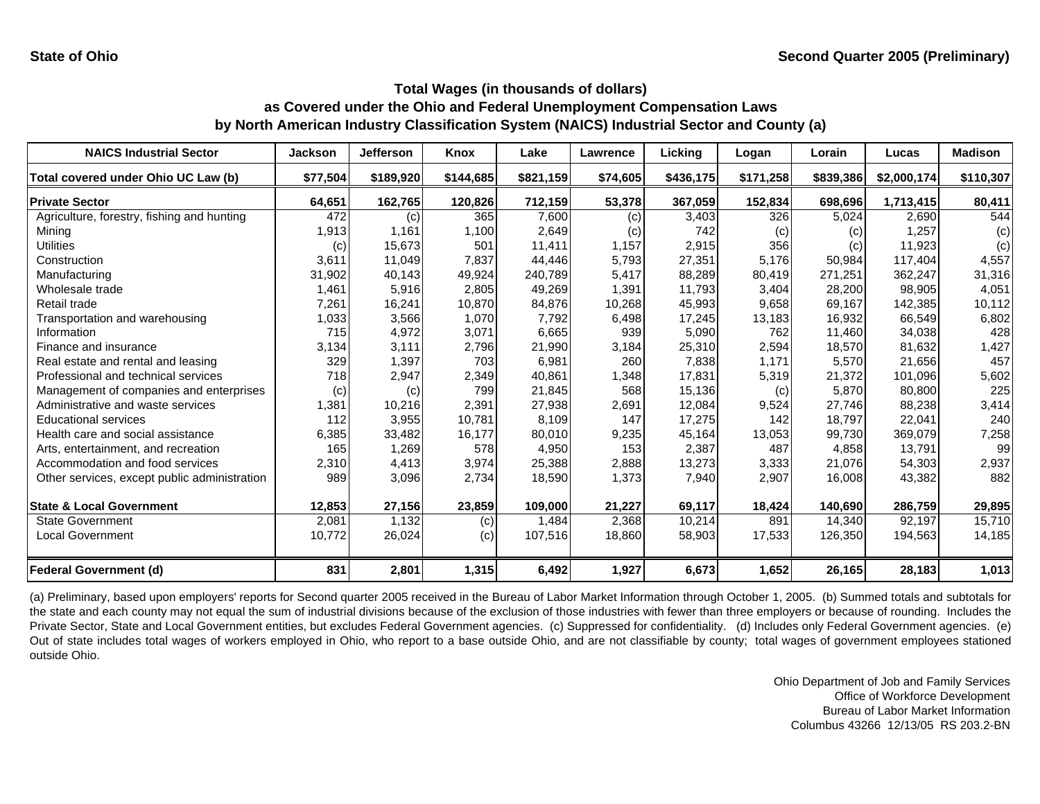**State of Ohio** **Second Quarter 2005 (Preliminary)**

### Total Wages (in thousands of dollars)
### as Covered under the Ohio and Federal Unemployment Compensation Laws
### by North American Industry Classification System (NAICS) Industrial Sector and County (a)

| NAICS Industrial Sector | Jackson | Jefferson | Knox | Lake | Lawrence | Licking | Logan | Lorain | Lucas | Madison |
|---|---|---|---|---|---|---|---|---|---|---|
| **Total covered under Ohio UC Law (b)** | **$77,504** | **$189,920** | **$144,685** | **$821,159** | **$74,605** | **$436,175** | **$171,258** | **$839,386** | **$2,000,174** | **$110,307** |
| **Private Sector** | **64,651** | **162,765** | **120,826** | **712,159** | **53,378** | **367,059** | **152,834** | **698,696** | **1,713,415** | **80,411** |
| Agriculture, forestry, fishing and hunting | 472 | (c) | 365 | 7,600 | (c) | 3,403 | 326 | 5,024 | 2,690 | 544 |
| Mining | 1,913 | 1,161 | 1,100 | 2,649 | (c) | 742 | (c) | (c) | 1,257 | (c) |
| Utilities | (c) | 15,673 | 501 | 11,411 | 1,157 | 2,915 | 356 | (c) | 11,923 | (c) |
| Construction | 3,611 | 11,049 | 7,837 | 44,446 | 5,793 | 27,351 | 5,176 | 50,984 | 117,404 | 4,557 |
| Manufacturing | 31,902 | 40,143 | 49,924 | 240,789 | 5,417 | 88,289 | 80,419 | 271,251 | 362,247 | 31,316 |
| Wholesale trade | 1,461 | 5,916 | 2,805 | 49,269 | 1,391 | 11,793 | 3,404 | 28,200 | 98,905 | 4,051 |
| Retail trade | 7,261 | 16,241 | 10,870 | 84,876 | 10,268 | 45,993 | 9,658 | 69,167 | 142,385 | 10,112 |
| Transportation and warehousing | 1,033 | 3,566 | 1,070 | 7,792 | 6,498 | 17,245 | 13,183 | 16,932 | 66,549 | 6,802 |
| Information | 715 | 4,972 | 3,071 | 6,665 | 939 | 5,090 | 762 | 11,460 | 34,038 | 428 |
| Finance and insurance | 3,134 | 3,111 | 2,796 | 21,990 | 3,184 | 25,310 | 2,594 | 18,570 | 81,632 | 1,427 |
| Real estate and rental and leasing | 329 | 1,397 | 703 | 6,981 | 260 | 7,838 | 1,171 | 5,570 | 21,656 | 457 |
| Professional and technical services | 718 | 2,947 | 2,349 | 40,861 | 1,348 | 17,831 | 5,319 | 21,372 | 101,096 | 5,602 |
| Management of companies and enterprises | (c) | (c) | 799 | 21,845 | 568 | 15,136 | (c) | 5,870 | 80,800 | 225 |
| Administrative and waste services | 1,381 | 10,216 | 2,391 | 27,938 | 2,691 | 12,084 | 9,524 | 27,746 | 88,238 | 3,414 |
| Educational services | 112 | 3,955 | 10,781 | 8,109 | 147 | 17,275 | 142 | 18,797 | 22,041 | 240 |
| Health care and social assistance | 6,385 | 33,482 | 16,177 | 80,010 | 9,235 | 45,164 | 13,053 | 99,730 | 369,079 | 7,258 |
| Arts, entertainment, and recreation | 165 | 1,269 | 578 | 4,950 | 153 | 2,387 | 487 | 4,858 | 13,791 | 99 |
| Accommodation and food services | 2,310 | 4,413 | 3,974 | 25,388 | 2,888 | 13,273 | 3,333 | 21,076 | 54,303 | 2,937 |
| Other services, except public administration | 989 | 3,096 | 2,734 | 18,590 | 1,373 | 7,940 | 2,907 | 16,008 | 43,382 | 882 |
| **State & Local Government** | **12,853** | **27,156** | **23,859** | **109,000** | **21,227** | **69,117** | **18,424** | **140,690** | **286,759** | **29,895** |
| State Government | 2,081 | 1,132 | (c) | 1,484 | 2,368 | 10,214 | 891 | 14,340 | 92,197 | 15,710 |
| Local Government | 10,772 | 26,024 | (c) | 107,516 | 18,860 | 58,903 | 17,533 | 126,350 | 194,563 | 14,185 |
| **Federal Government (d)** | **831** | **2,801** | **1,315** | **6,492** | **1,927** | **6,673** | **1,652** | **26,165** | **28,183** | **1,013** |

(a) Preliminary, based upon employers' reports for Second quarter 2005 received in the Bureau of Labor Market Information through October 1, 2005. (b) Summed totals and subtotals for the state and each county may not equal the sum of industrial divisions because of the exclusion of those industries with fewer than three employers or because of rounding. Includes the Private Sector, State and Local Government entities, but excludes Federal Government agencies. (c) Suppressed for confidentiality. (d) Includes only Federal Government agencies. (e) Out of state includes total wages of workers employed in Ohio, who report to a base outside Ohio, and are not classifiable by county; total wages of government employees stationed outside Ohio.

Ohio Department of Job and Family Services
Office of Workforce Development
Bureau of Labor Market Information
Columbus 43266 12/13/05 RS 203.2-BN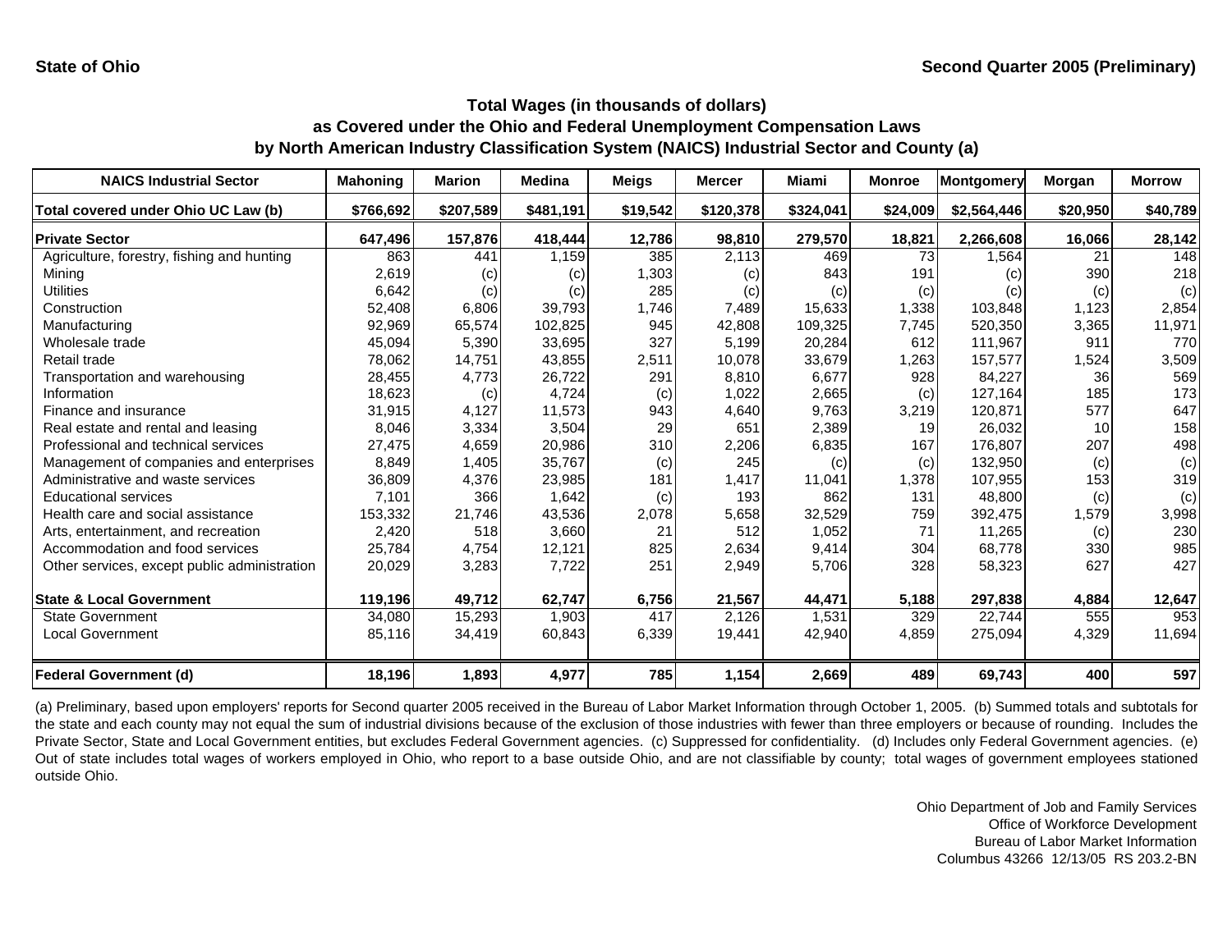State of Ohio

Second Quarter 2005 (Preliminary)

## Total Wages (in thousands of dollars) as Covered under the Ohio and Federal Unemployment Compensation Laws by North American Industry Classification System (NAICS) Industrial Sector and County (a)

| NAICS Industrial Sector | Mahoning | Marion | Medina | Meigs | Mercer | Miami | Monroe | Montgomery | Morgan | Morrow |
|---|---|---|---|---|---|---|---|---|---|---|
| **Total covered under Ohio UC Law (b)** | **$766,692** | **$207,589** | **$481,191** | **$19,542** | **$120,378** | **$324,041** | **$24,009** | **$2,564,446** | **$20,950** | **$40,789** |
| **Private Sector** | **647,496** | **157,876** | **418,444** | **12,786** | **98,810** | **279,570** | **18,821** | **2,266,608** | **16,066** | **28,142** |
| Agriculture, forestry, fishing and hunting | 863 | 441 | 1,159 | 385 | 2,113 | 469 | 73 | 1,564 | 21 | 148 |
| Mining | 2,619 | (c) | (c) | 1,303 | (c) | 843 | 191 | (c) | 390 | 218 |
| Utilities | 6,642 | (c) | (c) | 285 | (c) | (c) | (c) | (c) | (c) | (c) |
| Construction | 52,408 | 6,806 | 39,793 | 1,746 | 7,489 | 15,633 | 1,338 | 103,848 | 1,123 | 2,854 |
| Manufacturing | 92,969 | 65,574 | 102,825 | 945 | 42,808 | 109,325 | 7,745 | 520,350 | 3,365 | 11,971 |
| Wholesale trade | 45,094 | 5,390 | 33,695 | 327 | 5,199 | 20,284 | 612 | 111,967 | 911 | 770 |
| Retail trade | 78,062 | 14,751 | 43,855 | 2,511 | 10,078 | 33,679 | 1,263 | 157,577 | 1,524 | 3,509 |
| Transportation and warehousing | 28,455 | 4,773 | 26,722 | 291 | 8,810 | 6,677 | 928 | 84,227 | 36 | 569 |
| Information | 18,623 | (c) | 4,724 | (c) | 1,022 | 2,665 | (c) | 127,164 | 185 | 173 |
| Finance and insurance | 31,915 | 4,127 | 11,573 | 943 | 4,640 | 9,763 | 3,219 | 120,871 | 577 | 647 |
| Real estate and rental and leasing | 8,046 | 3,334 | 3,504 | 29 | 651 | 2,389 | 19 | 26,032 | 10 | 158 |
| Professional and technical services | 27,475 | 4,659 | 20,986 | 310 | 2,206 | 6,835 | 167 | 176,807 | 207 | 498 |
| Management of companies and enterprises | 8,849 | 1,405 | 35,767 | (c) | 245 | (c) | (c) | 132,950 | (c) | (c) |
| Administrative and waste services | 36,809 | 4,376 | 23,985 | 181 | 1,417 | 11,041 | 1,378 | 107,955 | 153 | 319 |
| Educational services | 7,101 | 366 | 1,642 | (c) | 193 | 862 | 131 | 48,800 | (c) | (c) |
| Health care and social assistance | 153,332 | 21,746 | 43,536 | 2,078 | 5,658 | 32,529 | 759 | 392,475 | 1,579 | 3,998 |
| Arts, entertainment, and recreation | 2,420 | 518 | 3,660 | 21 | 512 | 1,052 | 71 | 11,265 | (c) | 230 |
| Accommodation and food services | 25,784 | 4,754 | 12,121 | 825 | 2,634 | 9,414 | 304 | 68,778 | 330 | 985 |
| Other services, except public administration | 20,029 | 3,283 | 7,722 | 251 | 2,949 | 5,706 | 328 | 58,323 | 627 | 427 |
| **State & Local Government** | **119,196** | **49,712** | **62,747** | **6,756** | **21,567** | **44,471** | **5,188** | **297,838** | **4,884** | **12,647** |
| State Government | 34,080 | 15,293 | 1,903 | 417 | 2,126 | 1,531 | 329 | 22,744 | 555 | 953 |
| Local Government | 85,116 | 34,419 | 60,843 | 6,339 | 19,441 | 42,940 | 4,859 | 275,094 | 4,329 | 11,694 |
| **Federal Government (d)** | **18,196** | **1,893** | **4,977** | **785** | **1,154** | **2,669** | **489** | **69,743** | **400** | **597** |

(a) Preliminary, based upon employers' reports for Second quarter 2005 received in the Bureau of Labor Market Information through October 1, 2005. (b) Summed totals and subtotals for the state and each county may not equal the sum of industrial divisions because of the exclusion of those industries with fewer than three employers or because of rounding. Includes the Private Sector, State and Local Government entities, but excludes Federal Government agencies. (c) Suppressed for confidentiality. (d) Includes only Federal Government agencies. (e) Out of state includes total wages of workers employed in Ohio, who report to a base outside Ohio, and are not classifiable by county; total wages of government employees stationed outside Ohio.

Ohio Department of Job and Family Services
Office of Workforce Development
Bureau of Labor Market Information
Columbus 43266 12/13/05 RS 203.2-BN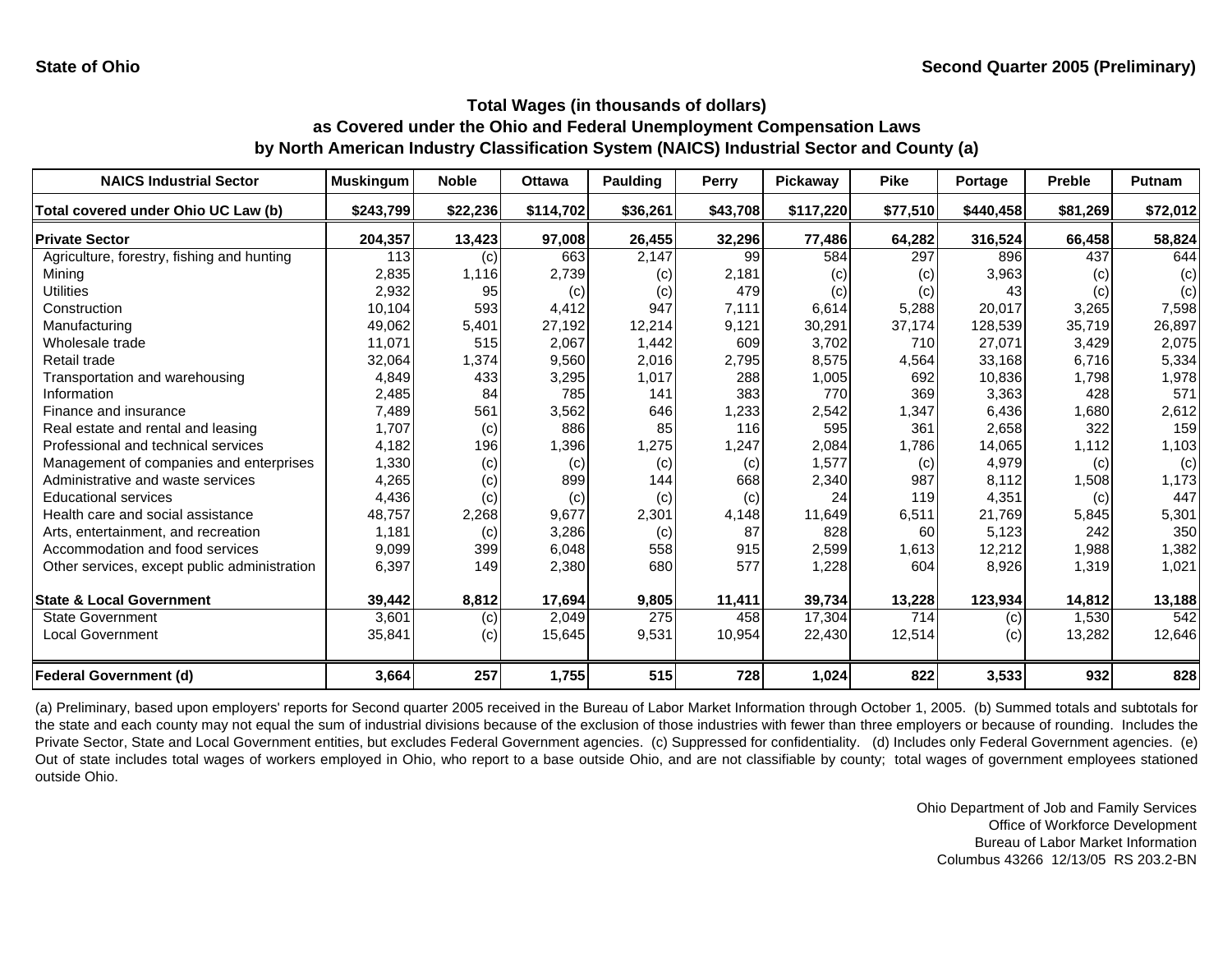State of Ohio

Second Quarter 2005 (Preliminary)

## Total Wages (in thousands of dollars)
## as Covered under the Ohio and Federal Unemployment Compensation Laws
## by North American Industry Classification System (NAICS) Industrial Sector and County (a)

| NAICS Industrial Sector | Muskingum | Noble | Ottawa | Paulding | Perry | Pickaway | Pike | Portage | Preble | Putnam |
|---|---|---|---|---|---|---|---|---|---|---|
| **Total covered under Ohio UC Law (b)** | **$243,799** | **$22,236** | **$114,702** | **$36,261** | **$43,708** | **$117,220** | **$77,510** | **$440,458** | **$81,269** | **$72,012** |
| **Private Sector** | **204,357** | **13,423** | **97,008** | **26,455** | **32,296** | **77,486** | **64,282** | **316,524** | **66,458** | **58,824** |
| Agriculture, forestry, fishing and hunting | 113 | (c) | 663 | 2,147 | 99 | 584 | 297 | 896 | 437 | 644 |
| Mining | 2,835 | 1,116 | 2,739 | (c) | 2,181 | (c) | (c) | 3,963 | (c) | (c) |
| Utilities | 2,932 | 95 | (c) | (c) | 479 | (c) | (c) | 43 | (c) | (c) |
| Construction | 10,104 | 593 | 4,412 | 947 | 7,111 | 6,614 | 5,288 | 20,017 | 3,265 | 7,598 |
| Manufacturing | 49,062 | 5,401 | 27,192 | 12,214 | 9,121 | 30,291 | 37,174 | 128,539 | 35,719 | 26,897 |
| Wholesale trade | 11,071 | 515 | 2,067 | 1,442 | 609 | 3,702 | 710 | 27,071 | 3,429 | 2,075 |
| Retail trade | 32,064 | 1,374 | 9,560 | 2,016 | 2,795 | 8,575 | 4,564 | 33,168 | 6,716 | 5,334 |
| Transportation and warehousing | 4,849 | 433 | 3,295 | 1,017 | 288 | 1,005 | 692 | 10,836 | 1,798 | 1,978 |
| Information | 2,485 | 84 | 785 | 141 | 383 | 770 | 369 | 3,363 | 428 | 571 |
| Finance and insurance | 7,489 | 561 | 3,562 | 646 | 1,233 | 2,542 | 1,347 | 6,436 | 1,680 | 2,612 |
| Real estate and rental and leasing | 1,707 | (c) | 886 | 85 | 116 | 595 | 361 | 2,658 | 322 | 159 |
| Professional and technical services | 4,182 | 196 | 1,396 | 1,275 | 1,247 | 2,084 | 1,786 | 14,065 | 1,112 | 1,103 |
| Management of companies and enterprises | 1,330 | (c) | (c) | (c) | (c) | 1,577 | (c) | 4,979 | (c) | (c) |
| Administrative and waste services | 4,265 | (c) | 899 | 144 | 668 | 2,340 | 987 | 8,112 | 1,508 | 1,173 |
| Educational services | 4,436 | (c) | (c) | (c) | (c) | 24 | 119 | 4,351 | (c) | 447 |
| Health care and social assistance | 48,757 | 2,268 | 9,677 | 2,301 | 4,148 | 11,649 | 6,511 | 21,769 | 5,845 | 5,301 |
| Arts, entertainment, and recreation | 1,181 | (c) | 3,286 | (c) | 87 | 828 | 60 | 5,123 | 242 | 350 |
| Accommodation and food services | 9,099 | 399 | 6,048 | 558 | 915 | 2,599 | 1,613 | 12,212 | 1,988 | 1,382 |
| Other services, except public administration | 6,397 | 149 | 2,380 | 680 | 577 | 1,228 | 604 | 8,926 | 1,319 | 1,021 |
| **State & Local Government** | **39,442** | **8,812** | **17,694** | **9,805** | **11,411** | **39,734** | **13,228** | **123,934** | **14,812** | **13,188** |
| State Government | 3,601 | (c) | 2,049 | 275 | 458 | 17,304 | 714 | (c) | 1,530 | 542 |
| Local Government | 35,841 | (c) | 15,645 | 9,531 | 10,954 | 22,430 | 12,514 | (c) | 13,282 | 12,646 |
| **Federal Government (d)** | **3,664** | **257** | **1,755** | **515** | **728** | **1,024** | **822** | **3,533** | **932** | **828** |

(a) Preliminary, based upon employers' reports for Second quarter 2005 received in the Bureau of Labor Market Information through October 1, 2005. (b) Summed totals and subtotals for the state and each county may not equal the sum of industrial divisions because of the exclusion of those industries with fewer than three employers or because of rounding. Includes the Private Sector, State and Local Government entities, but excludes Federal Government agencies. (c) Suppressed for confidentiality. (d) Includes only Federal Government agencies. (e) Out of state includes total wages of workers employed in Ohio, who report to a base outside Ohio, and are not classifiable by county; total wages of government employees stationed outside Ohio.

Ohio Department of Job and Family Services
Office of Workforce Development
Bureau of Labor Market Information
Columbus 43266 12/13/05 RS 203.2-BN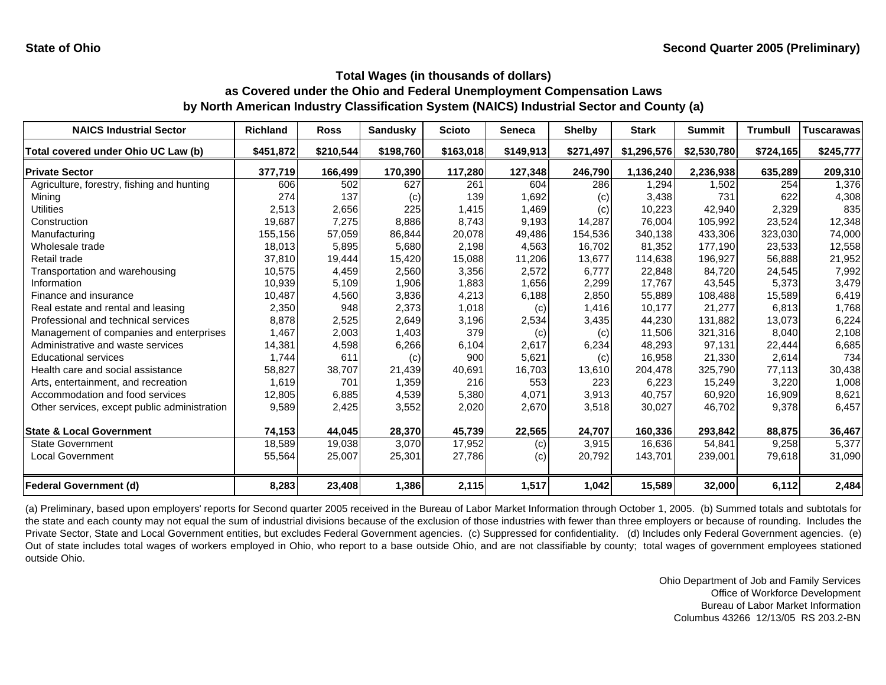State of Ohio

Second Quarter 2005 (Preliminary)

## Total Wages (in thousands of dollars)
## as Covered under the Ohio and Federal Unemployment Compensation Laws
## by North American Industry Classification System (NAICS) Industrial Sector and County (a)

| NAICS Industrial Sector | Richland | Ross | Sandusky | Scioto | Seneca | Shelby | Stark | Summit | Trumbull | Tuscarawas |
|---|---|---|---|---|---|---|---|---|---|---|
| **Total covered under Ohio UC Law (b)** | **$451,872** | **$210,544** | **$198,760** | **$163,018** | **$149,913** | **$271,497** | **$1,296,576** | **$2,530,780** | **$724,165** | **$245,777** |
| **Private Sector** | **377,719** | **166,499** | **170,390** | **117,280** | **127,348** | **246,790** | **1,136,240** | **2,236,938** | **635,289** | **209,310** |
| Agriculture, forestry, fishing and hunting | 606 | 502 | 627 | 261 | 604 | 286 | 1,294 | 1,502 | 254 | 1,376 |
| Mining | 274 | 137 | (c) | 139 | 1,692 | (c) | 3,438 | 731 | 622 | 4,308 |
| Utilities | 2,513 | 2,656 | 225 | 1,415 | 1,469 | (c) | 10,223 | 42,940 | 2,329 | 835 |
| Construction | 19,687 | 7,275 | 8,886 | 8,743 | 9,193 | 14,287 | 76,004 | 105,992 | 23,524 | 12,348 |
| Manufacturing | 155,156 | 57,059 | 86,844 | 20,078 | 49,486 | 154,536 | 340,138 | 433,306 | 323,030 | 74,000 |
| Wholesale trade | 18,013 | 5,895 | 5,680 | 2,198 | 4,563 | 16,702 | 81,352 | 177,190 | 23,533 | 12,558 |
| Retail trade | 37,810 | 19,444 | 15,420 | 15,088 | 11,206 | 13,677 | 114,638 | 196,927 | 56,888 | 21,952 |
| Transportation and warehousing | 10,575 | 4,459 | 2,560 | 3,356 | 2,572 | 6,777 | 22,848 | 84,720 | 24,545 | 7,992 |
| Information | 10,939 | 5,109 | 1,906 | 1,883 | 1,656 | 2,299 | 17,767 | 43,545 | 5,373 | 3,479 |
| Finance and insurance | 10,487 | 4,560 | 3,836 | 4,213 | 6,188 | 2,850 | 55,889 | 108,488 | 15,589 | 6,419 |
| Real estate and rental and leasing | 2,350 | 948 | 2,373 | 1,018 | (c) | 1,416 | 10,177 | 21,277 | 6,813 | 1,768 |
| Professional and technical services | 8,878 | 2,525 | 2,649 | 3,196 | 2,534 | 3,435 | 44,230 | 131,882 | 13,073 | 6,224 |
| Management of companies and enterprises | 1,467 | 2,003 | 1,403 | 379 | (c) | (c) | 11,506 | 321,316 | 8,040 | 2,108 |
| Administrative and waste services | 14,381 | 4,598 | 6,266 | 6,104 | 2,617 | 6,234 | 48,293 | 97,131 | 22,444 | 6,685 |
| Educational services | 1,744 | 611 | (c) | 900 | 5,621 | (c) | 16,958 | 21,330 | 2,614 | 734 |
| Health care and social assistance | 58,827 | 38,707 | 21,439 | 40,691 | 16,703 | 13,610 | 204,478 | 325,790 | 77,113 | 30,438 |
| Arts, entertainment, and recreation | 1,619 | 701 | 1,359 | 216 | 553 | 223 | 6,223 | 15,249 | 3,220 | 1,008 |
| Accommodation and food services | 12,805 | 6,885 | 4,539 | 5,380 | 4,071 | 3,913 | 40,757 | 60,920 | 16,909 | 8,621 |
| Other services, except public administration | 9,589 | 2,425 | 3,552 | 2,020 | 2,670 | 3,518 | 30,027 | 46,702 | 9,378 | 6,457 |
| **State & Local Government** | **74,153** | **44,045** | **28,370** | **45,739** | **22,565** | **24,707** | **160,336** | **293,842** | **88,875** | **36,467** |
| State Government | 18,589 | 19,038 | 3,070 | 17,952 | (c) | 3,915 | 16,636 | 54,841 | 9,258 | 5,377 |
| Local Government | 55,564 | 25,007 | 25,301 | 27,786 | (c) | 20,792 | 143,701 | 239,001 | 79,618 | 31,090 |
| **Federal Government (d)** | **8,283** | **23,408** | **1,386** | **2,115** | **1,517** | **1,042** | **15,589** | **32,000** | **6,112** | **2,484** |

(a) Preliminary, based upon employers' reports for Second quarter 2005 received in the Bureau of Labor Market Information through October 1, 2005. (b) Summed totals and subtotals for the state and each county may not equal the sum of industrial divisions because of the exclusion of those industries with fewer than three employers or because of rounding. Includes the Private Sector, State and Local Government entities, but excludes Federal Government agencies. (c) Suppressed for confidentiality. (d) Includes only Federal Government agencies. (e) Out of state includes total wages of workers employed in Ohio, who report to a base outside Ohio, and are not classifiable by county; total wages of government employees stationed outside Ohio.

Ohio Department of Job and Family Services
Office of Workforce Development
Bureau of Labor Market Information
Columbus 43266 12/13/05 RS 203.2-BN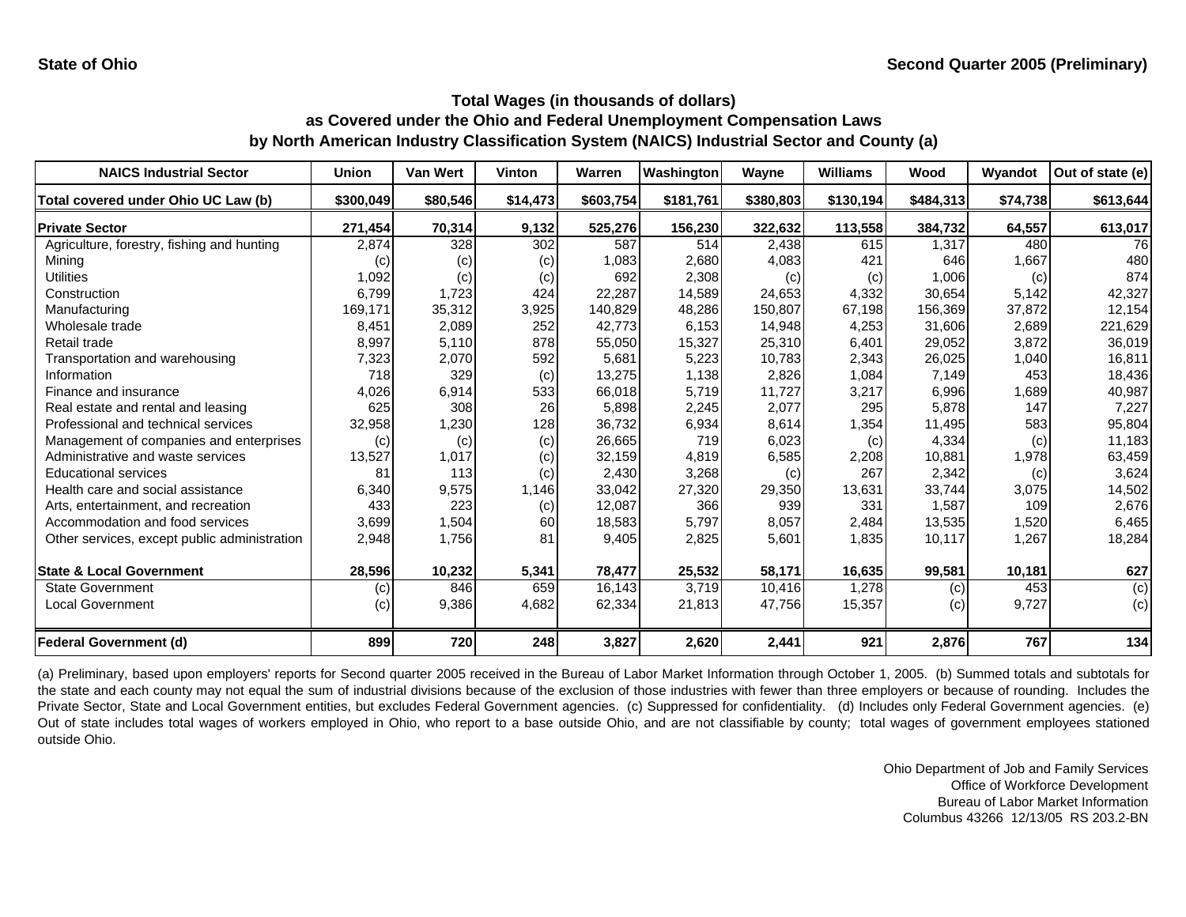State of Ohio

Second Quarter 2005 (Preliminary)

## Total Wages (in thousands of dollars) as Covered under the Ohio and Federal Unemployment Compensation Laws by North American Industry Classification System (NAICS) Industrial Sector and County (a)

| NAICS Industrial Sector | Union | Van Wert | Vinton | Warren | Washington | Wayne | Williams | Wood | Wyandot | Out of state (e) |
|---|---|---|---|---|---|---|---|---|---|---|
| **Total covered under Ohio UC Law (b)** | **$300,049** | **$80,546** | **$14,473** | **$603,754** | **$181,761** | **$380,803** | **$130,194** | **$484,313** | **$74,738** | **$613,644** |
| **Private Sector** | **271,454** | **70,314** | **9,132** | **525,276** | **156,230** | **322,632** | **113,558** | **384,732** | **64,557** | **613,017** |
| Agriculture, forestry, fishing and hunting | 2,874 | 328 | 302 | 587 | 514 | 2,438 | 615 | 1,317 | 480 | 76 |
| Mining | (c) | (c) | (c) | 1,083 | 2,680 | 4,083 | 421 | 646 | 1,667 | 480 |
| Utilities | 1,092 | (c) | (c) | 692 | 2,308 | (c) | (c) | 1,006 | (c) | 874 |
| Construction | 6,799 | 1,723 | 424 | 22,287 | 14,589 | 24,653 | 4,332 | 30,654 | 5,142 | 42,327 |
| Manufacturing | 169,171 | 35,312 | 3,925 | 140,829 | 48,286 | 150,807 | 67,198 | 156,369 | 37,872 | 12,154 |
| Wholesale trade | 8,451 | 2,089 | 252 | 42,773 | 6,153 | 14,948 | 4,253 | 31,606 | 2,689 | 221,629 |
| Retail trade | 8,997 | 5,110 | 878 | 55,050 | 15,327 | 25,310 | 6,401 | 29,052 | 3,872 | 36,019 |
| Transportation and warehousing | 7,323 | 2,070 | 592 | 5,681 | 5,223 | 10,783 | 2,343 | 26,025 | 1,040 | 16,811 |
| Information | 718 | 329 | (c) | 13,275 | 1,138 | 2,826 | 1,084 | 7,149 | 453 | 18,436 |
| Finance and insurance | 4,026 | 6,914 | 533 | 66,018 | 5,719 | 11,727 | 3,217 | 6,996 | 1,689 | 40,987 |
| Real estate and rental and leasing | 625 | 308 | 26 | 5,898 | 2,245 | 2,077 | 295 | 5,878 | 147 | 7,227 |
| Professional and technical services | 32,958 | 1,230 | 128 | 36,732 | 6,934 | 8,614 | 1,354 | 11,495 | 583 | 95,804 |
| Management of companies and enterprises | (c) | (c) | (c) | 26,665 | 719 | 6,023 | (c) | 4,334 | (c) | 11,183 |
| Administrative and waste services | 13,527 | 1,017 | (c) | 32,159 | 4,819 | 6,585 | 2,208 | 10,881 | 1,978 | 63,459 |
| Educational services | 81 | 113 | (c) | 2,430 | 3,268 | (c) | 267 | 2,342 | (c) | 3,624 |
| Health care and social assistance | 6,340 | 9,575 | 1,146 | 33,042 | 27,320 | 29,350 | 13,631 | 33,744 | 3,075 | 14,502 |
| Arts, entertainment, and recreation | 433 | 223 | (c) | 12,087 | 366 | 939 | 331 | 1,587 | 109 | 2,676 |
| Accommodation and food services | 3,699 | 1,504 | 60 | 18,583 | 5,797 | 8,057 | 2,484 | 13,535 | 1,520 | 6,465 |
| Other services, except public administration | 2,948 | 1,756 | 81 | 9,405 | 2,825 | 5,601 | 1,835 | 10,117 | 1,267 | 18,284 |
| **State & Local Government** | **28,596** | **10,232** | **5,341** | **78,477** | **25,532** | **58,171** | **16,635** | **99,581** | **10,181** | **627** |
| State Government | (c) | 846 | 659 | 16,143 | 3,719 | 10,416 | 1,278 | (c) | 453 | (c) |
| Local Government | (c) | 9,386 | 4,682 | 62,334 | 21,813 | 47,756 | 15,357 | (c) | 9,727 | (c) |
| **Federal Government (d)** | **899** | **720** | **248** | **3,827** | **2,620** | **2,441** | **921** | **2,876** | **767** | **134** |

(a) Preliminary, based upon employers' reports for Second quarter 2005 received in the Bureau of Labor Market Information through October 1, 2005. (b) Summed totals and subtotals for the state and each county may not equal the sum of industrial divisions because of the exclusion of those industries with fewer than three employers or because of rounding. Includes the Private Sector, State and Local Government entities, but excludes Federal Government agencies. (c) Suppressed for confidentiality. (d) Includes only Federal Government agencies. (e) Out of state includes total wages of workers employed in Ohio, who report to a base outside Ohio, and are not classifiable by county; total wages of government employees stationed outside Ohio.

Ohio Department of Job and Family Services
Office of Workforce Development
Bureau of Labor Market Information
Columbus 43266 12/13/05 RS 203.2-BN